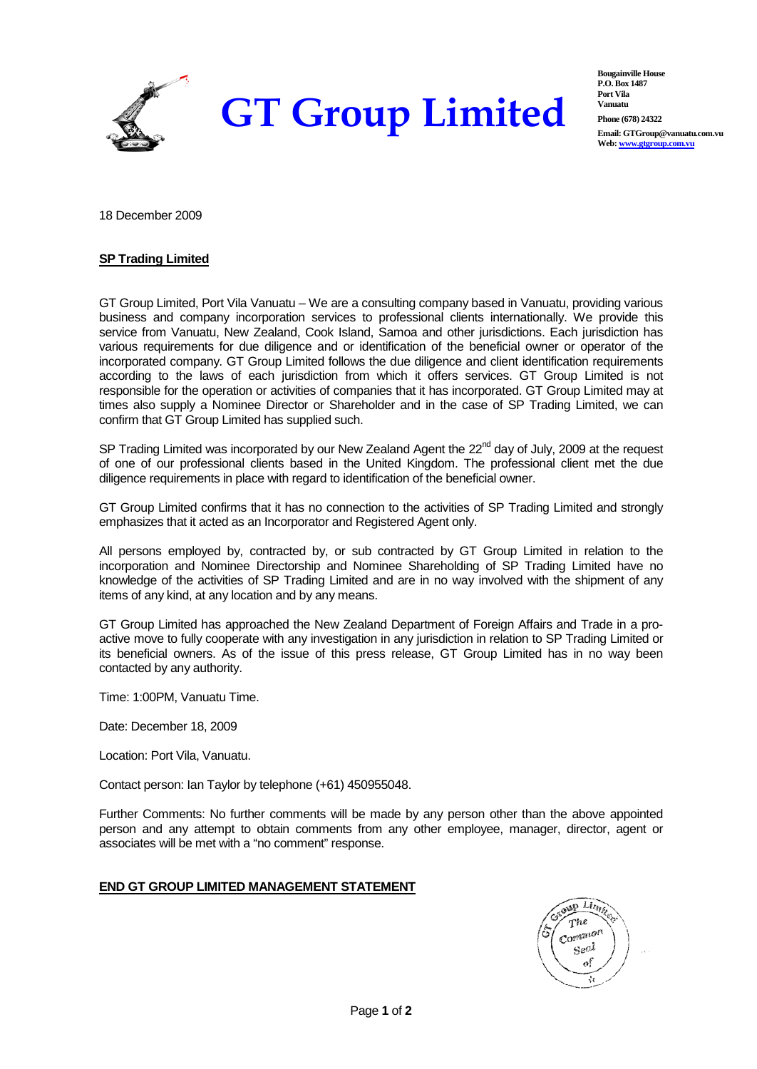# GT Group Limited

**Bougainville House**
**P.O. Box 1487**
**Port Vila**
**Vanuatu**

**Phone (678) 24322**

**Email: GTGroup@vanuatu.com.vu**
**Web: www.gtgroup.com.vu**

18 December 2009

**SP Trading Limited**

GT Group Limited, Port Vila Vanuatu – We are a consulting company based in Vanuatu, providing various business and company incorporation services to professional clients internationally. We provide this service from Vanuatu, New Zealand, Cook Island, Samoa and other jurisdictions. Each jurisdiction has various requirements for due diligence and or identification of the beneficial owner or operator of the incorporated company. GT Group Limited follows the due diligence and client identification requirements according to the laws of each jurisdiction from which it offers services. GT Group Limited is not responsible for the operation or activities of companies that it has incorporated. GT Group Limited may at times also supply a Nominee Director or Shareholder and in the case of SP Trading Limited, we can confirm that GT Group Limited has supplied such.

SP Trading Limited was incorporated by our New Zealand Agent the 22nd day of July, 2009 at the request of one of our professional clients based in the United Kingdom. The professional client met the due diligence requirements in place with regard to identification of the beneficial owner.

GT Group Limited confirms that it has no connection to the activities of SP Trading Limited and strongly emphasizes that it acted as an Incorporator and Registered Agent only.

All persons employed by, contracted by, or sub contracted by GT Group Limited in relation to the incorporation and Nominee Directorship and Nominee Shareholding of SP Trading Limited have no knowledge of the activities of SP Trading Limited and are in no way involved with the shipment of any items of any kind, at any location and by any means.

GT Group Limited has approached the New Zealand Department of Foreign Affairs and Trade in a pro-active move to fully cooperate with any investigation in any jurisdiction in relation to SP Trading Limited or its beneficial owners. As of the issue of this press release, GT Group Limited has in no way been contacted by any authority.

Time: 1:00PM, Vanuatu Time.

Date: December 18, 2009

Location: Port Vila, Vanuatu.

Contact person: Ian Taylor by telephone (+61) 450955048.

Further Comments: No further comments will be made by any person other than the above appointed person and any attempt to obtain comments from any other employee, manager, director, agent or associates will be met with a "no comment" response.

**END GT GROUP LIMITED MANAGEMENT STATEMENT**

GT Group Limited The Common Seal of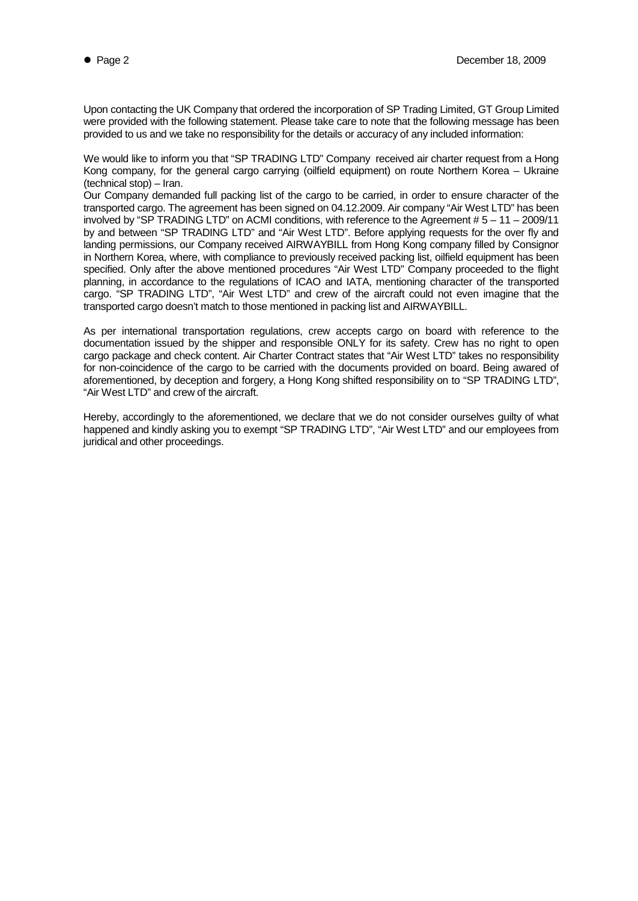Upon contacting the UK Company that ordered the incorporation of SP Trading Limited, GT Group Limited were provided with the following statement. Please take care to note that the following message has been provided to us and we take no responsibility for the details or accuracy of any included information:

We would like to inform you that "SP TRADING LTD" Company received air charter request from a Hong Kong company, for the general cargo carrying (oilfield equipment) on route Northern Korea – Ukraine (technical stop) – Iran.

Our Company demanded full packing list of the cargo to be carried, in order to ensure character of the transported cargo. The agreement has been signed on 04.12.2009. Air company "Air West LTD" has been involved by "SP TRADING LTD" on ACMI conditions, with reference to the Agreement # 5 – 11 – 2009/11 by and between "SP TRADING LTD" and "Air West LTD". Before applying requests for the over fly and landing permissions, our Company received AIRWAYBILL from Hong Kong company filled by Consignor in Northern Korea, where, with compliance to previously received packing list, oilfield equipment has been specified. Only after the above mentioned procedures "Air West LTD" Company proceeded to the flight planning, in accordance to the regulations of ICAO and IATA, mentioning character of the transported cargo. "SP TRADING LTD", "Air West LTD" and crew of the aircraft could not even imagine that the transported cargo doesn't match to those mentioned in packing list and AIRWAYBILL.

As per international transportation regulations, crew accepts cargo on board with reference to the documentation issued by the shipper and responsible ONLY for its safety. Crew has no right to open cargo package and check content. Air Charter Contract states that "Air West LTD" takes no responsibility for non-coincidence of the cargo to be carried with the documents provided on board. Being awared of aforementioned, by deception and forgery, a Hong Kong shifted responsibility on to "SP TRADING LTD", "Air West LTD" and crew of the aircraft.

Hereby, accordingly to the aforementioned, we declare that we do not consider ourselves guilty of what happened and kindly asking you to exempt "SP TRADING LTD", "Air West LTD" and our employees from juridical and other proceedings.